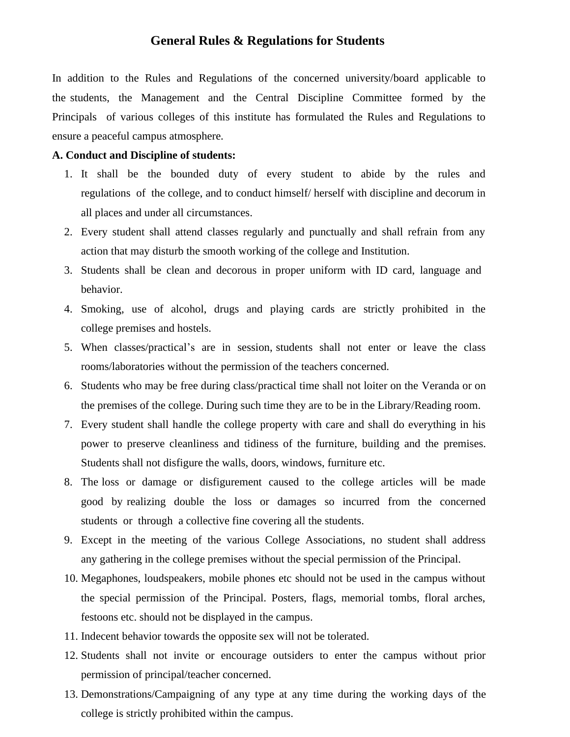# General Rules & Regulations for Students

In addition to the Rules and Regulations of the concerned university/board applicable to the students, the Management and the Central Discipline Committee formed by the Principals of various colleges of this institute has formulated the Rules and Regulations to ensure a peaceful campus atmosphere.

**A. Conduct and Discipline of students:**

1. It shall be the bounded duty of every student to abide by the rules and regulations of the college, and to conduct himself/ herself with discipline and decorum in all places and under all circumstances.
2. Every student shall attend classes regularly and punctually and shall refrain from any action that may disturb the smooth working of the college and Institution.
3. Students shall be clean and decorous in proper uniform with ID card, language and behavior.
4. Smoking, use of alcohol, drugs and playing cards are strictly prohibited in the college premises and hostels.
5. When classes/practical's are in session, students shall not enter or leave the class rooms/laboratories without the permission of the teachers concerned.
6. Students who may be free during class/practical time shall not loiter on the Veranda or on the premises of the college. During such time they are to be in the Library/Reading room.
7. Every student shall handle the college property with care and shall do everything in his power to preserve cleanliness and tidiness of the furniture, building and the premises. Students shall not disfigure the walls, doors, windows, furniture etc.
8. The loss or damage or disfigurement caused to the college articles will be made good by realizing double the loss or damages so incurred from the concerned students or through a collective fine covering all the students.
9. Except in the meeting of the various College Associations, no student shall address any gathering in the college premises without the special permission of the Principal.
10. Megaphones, loudspeakers, mobile phones etc should not be used in the campus without the special permission of the Principal. Posters, flags, memorial tombs, floral arches, festoons etc. should not be displayed in the campus.
11. Indecent behavior towards the opposite sex will not be tolerated.
12. Students shall not invite or encourage outsiders to enter the campus without prior permission of principal/teacher concerned.
13. Demonstrations/Campaigning of any type at any time during the working days of the college is strictly prohibited within the campus.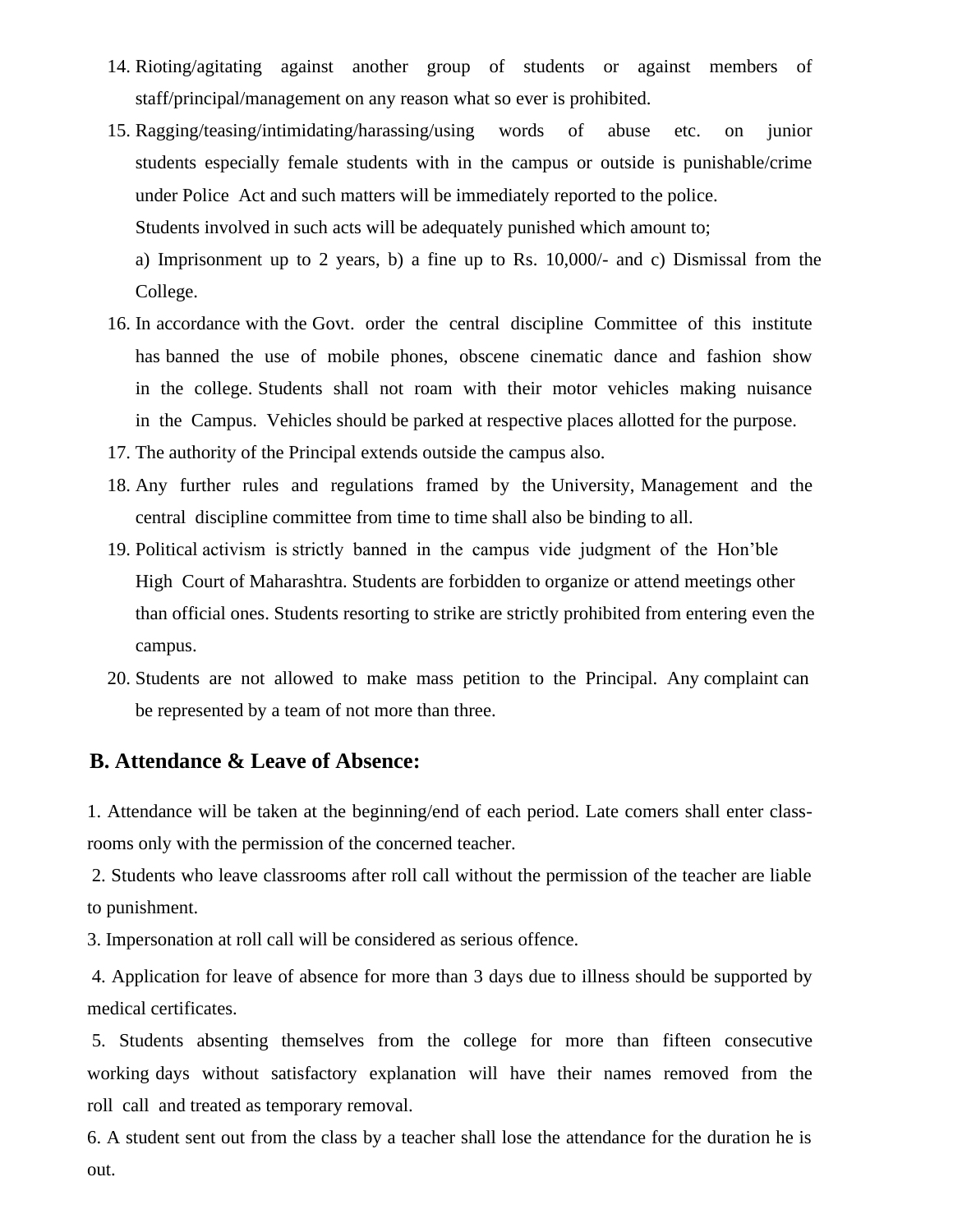14. Rioting/agitating against another group of students or against members of staff/principal/management on any reason what so ever is prohibited.
15. Ragging/teasing/intimidating/harassing/using words of abuse etc. on junior students especially female students with in the campus or outside is punishable/crime under Police Act and such matters will be immediately reported to the police.

    Students involved in such acts will be adequately punished which amount to;

    a) Imprisonment up to 2 years, b) a fine up to Rs. 10,000/- and c) Dismissal from the College.
16. In accordance with the Govt. order the central discipline Committee of this institute has banned the use of mobile phones, obscene cinematic dance and fashion show in the college. Students shall not roam with their motor vehicles making nuisance in the Campus. Vehicles should be parked at respective places allotted for the purpose.
17. The authority of the Principal extends outside the campus also.
18. Any further rules and regulations framed by the University, Management and the central discipline committee from time to time shall also be binding to all.
19. Political activism is strictly banned in the campus vide judgment of the Hon'ble High Court of Maharashtra. Students are forbidden to organize or attend meetings other than official ones. Students resorting to strike are strictly prohibited from entering even the campus.
20. Students are not allowed to make mass petition to the Principal. Any complaint can be represented by a team of not more than three.

## B. Attendance & Leave of Absence:

1. Attendance will be taken at the beginning/end of each period. Late comers shall enter class-rooms only with the permission of the concerned teacher.

2. Students who leave classrooms after roll call without the permission of the teacher are liable to punishment.

3. Impersonation at roll call will be considered as serious offence.

4. Application for leave of absence for more than 3 days due to illness should be supported by medical certificates.

5. Students absenting themselves from the college for more than fifteen consecutive working days without satisfactory explanation will have their names removed from the roll call and treated as temporary removal.

6. A student sent out from the class by a teacher shall lose the attendance for the duration he is out.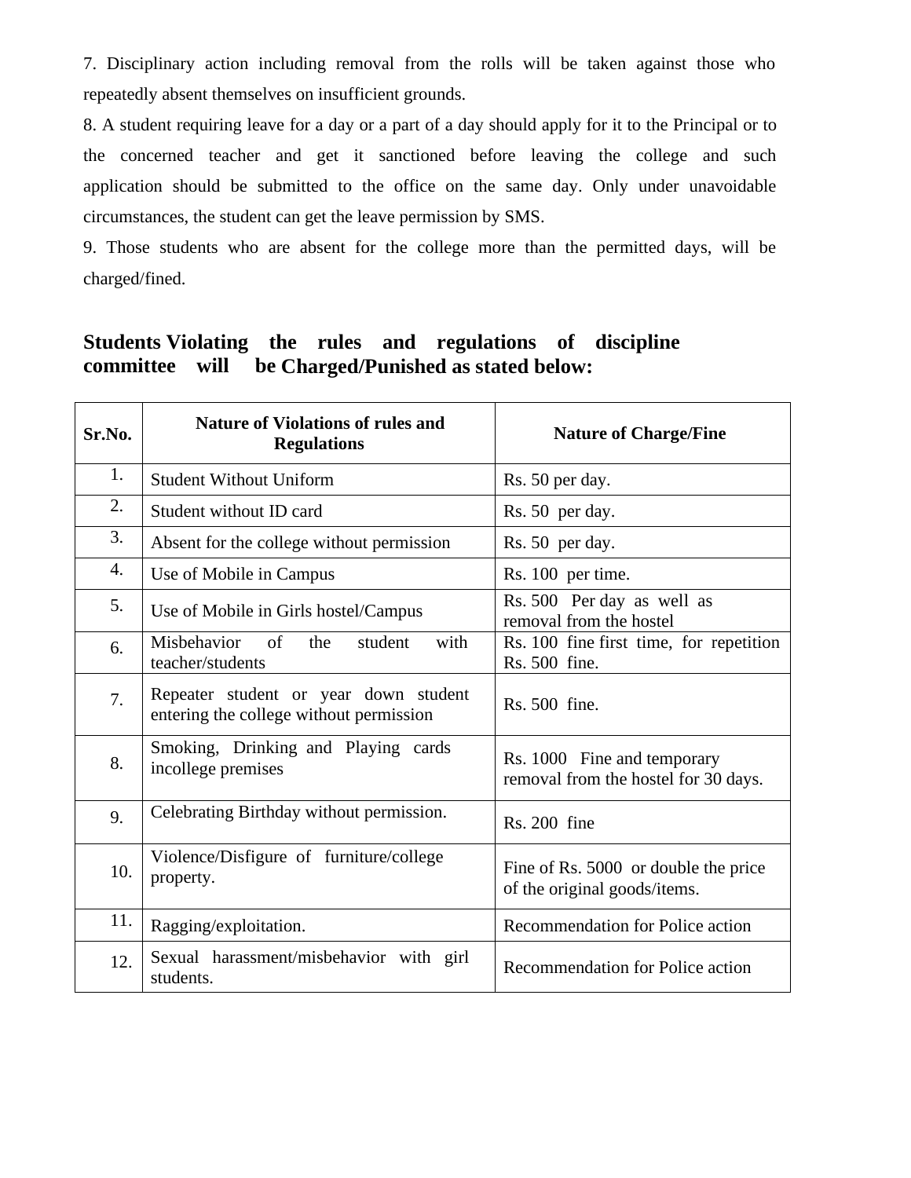7. Disciplinary action including removal from the rolls will be taken against those who repeatedly absent themselves on insufficient grounds.

8. A student requiring leave for a day or a part of a day should apply for it to the Principal or to the concerned teacher and get it sanctioned before leaving the college and such application should be submitted to the office on the same day. Only under unavoidable circumstances, the student can get the leave permission by SMS.

9. Those students who are absent for the college more than the permitted days, will be charged/fined.

## Students Violating the rules and regulations of discipline committee will be Charged/Punished as stated below:

| Sr.No. | Nature of Violations of rules and Regulations | Nature of Charge/Fine |
|---|---|---|
| 1. | Student Without Uniform | Rs. 50 per day. |
| 2. | Student without ID card | Rs. 50 per day. |
| 3. | Absent for the college without permission | Rs. 50 per day. |
| 4. | Use of Mobile in Campus | Rs. 100 per time. |
| 5. | Use of Mobile in Girls hostel/Campus | Rs. 500 Per day as well as removal from the hostel |
| 6. | Misbehavior of the student with teacher/students | Rs. 100 fine first time, for repetition Rs. 500 fine. |
| 7. | Repeater student or year down student entering the college without permission | Rs. 500 fine. |
| 8. | Smoking, Drinking and Playing cards incollege premises | Rs. 1000 Fine and temporary removal from the hostel for 30 days. |
| 9. | Celebrating Birthday without permission. | Rs. 200 fine |
| 10. | Violence/Disfigure of furniture/college property. | Fine of Rs. 5000 or double the price of the original goods/items. |
| 11. | Ragging/exploitation. | Recommendation for Police action |
| 12. | Sexual harassment/misbehavior with girl students. | Recommendation for Police action |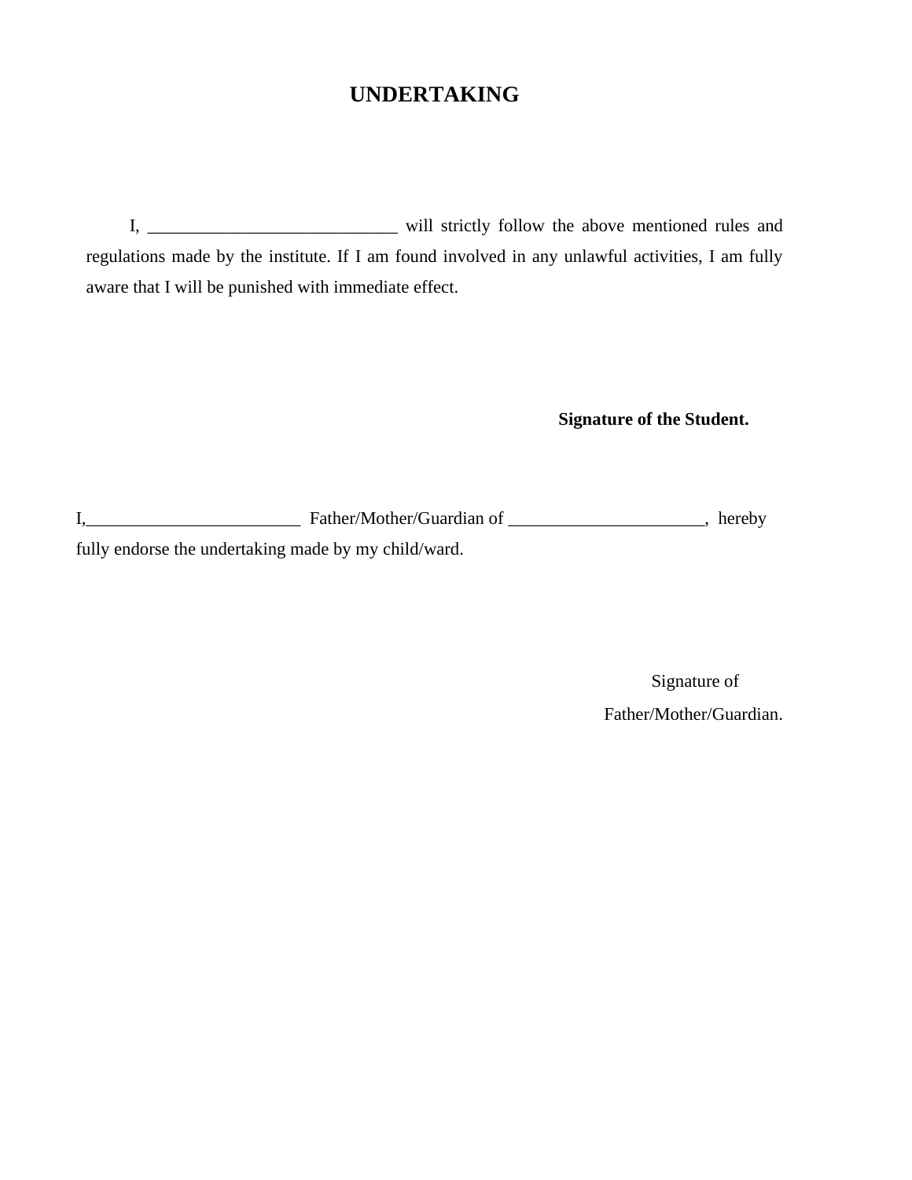# UNDERTAKING

I, ____________________________ will strictly follow the above mentioned rules and regulations made by the institute. If I am found involved in any unlawful activities, I am fully aware that I will be punished with immediate effect.

**Signature of the Student.**

I,________________________ Father/Mother/Guardian of ______________________, hereby fully endorse the undertaking made by my child/ward.

Signature of
Father/Mother/Guardian.